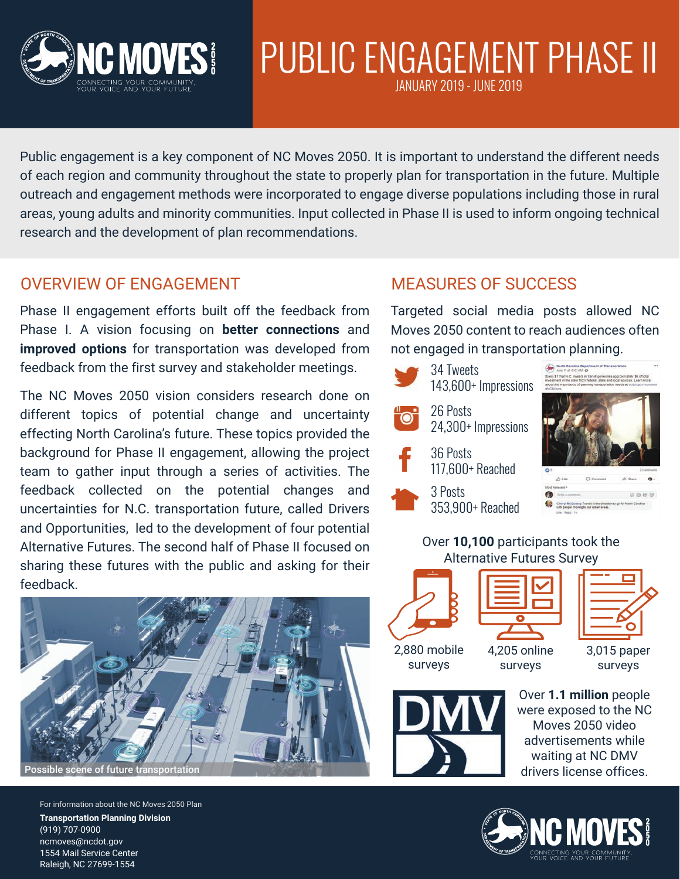NC MOVES 2050

CONNECTING YOUR COMMUNITY, YOUR VOICE AND YOUR FUTURE

# PUBLIC ENGAGEMENT PHASE II

JANUARY 2019 - JUNE 2019

Public engagement is a key component of NC Moves 2050. It is important to understand the different needs of each region and community throughout the state to properly plan for transportation in the future. Multiple outreach and engagement methods were incorporated to engage diverse populations including those in rural areas, young adults and minority communities. Input collected in Phase II is used to inform ongoing technical research and the development of plan recommendations.

## OVERVIEW OF ENGAGEMENT

Phase II engagement efforts built off the feedback from Phase I. A vision focusing on **better connections** and **improved options** for transportation was developed from feedback from the first survey and stakeholder meetings.

The NC Moves 2050 vision considers research done on different topics of potential change and uncertainty effecting North Carolina's future. These topics provided the background for Phase II engagement, allowing the project team to gather input through a series of activities. The feedback collected on the potential changes and uncertainties for N.C. transportation future, called Drivers and Opportunities, led to the development of four potential Alternative Futures. The second half of Phase II focused on sharing these futures with the public and asking for their feedback.

Possible scene of future transportation

## MEASURES OF SUCCESS

Targeted social media posts allowed NC Moves 2050 content to reach audiences often not engaged in transportation planning.

- Twitter: 34 Tweets, 143,600+ Impressions
- Instagram: 26 Posts, 24,300+ Impressions
- Facebook: 36 Posts, 117,600+ Reached
- Nextdoor: 3 Posts, 353,900+ Reached

Over **10,100** participants took the Alternative Futures Survey

- 2,880 mobile surveys
- 4,205 online surveys
- 3,015 paper surveys

Over **1.1 million** people were exposed to the NC Moves 2050 video advertisements while waiting at NC DMV drivers license offices.

For information about the NC Moves 2050 Plan

**Transportation Planning Division**
(919) 707-0900
ncmoves@ncdot.gov
1554 Mail Service Center
Raleigh, NC 27699-1554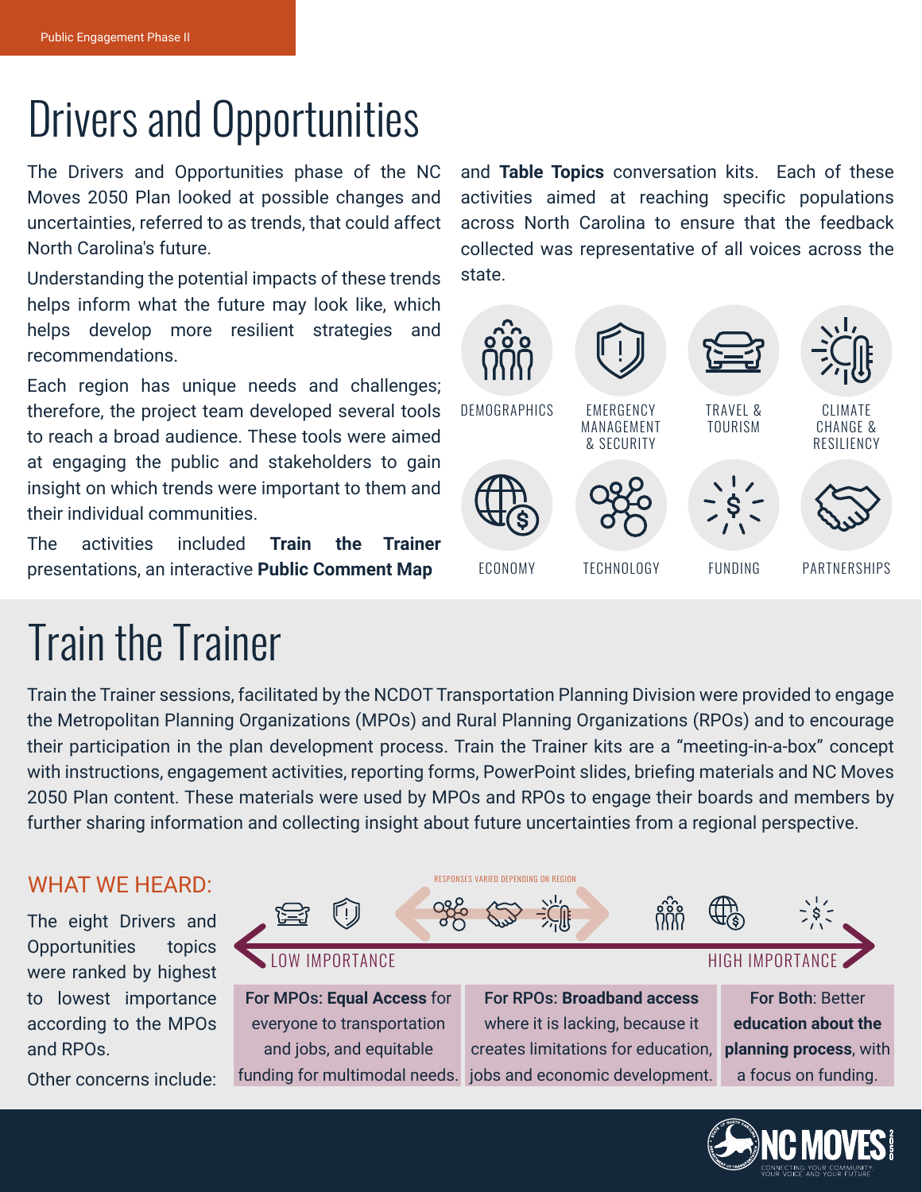# Drivers and Opportunities

The Drivers and Opportunities phase of the NC Moves 2050 Plan looked at possible changes and uncertainties, referred to as trends, that could affect North Carolina's future.

Understanding the potential impacts of these trends helps inform what the future may look like, which helps develop more resilient strategies and recommendations.

Each region has unique needs and challenges; therefore, the project team developed several tools to reach a broad audience. These tools were aimed at engaging the public and stakeholders to gain insight on which trends were important to them and their individual communities.

The activities included **Train the Trainer** presentations, an interactive **Public Comment Map** and **Table Topics** conversation kits. Each of these activities aimed at reaching specific populations across North Carolina to ensure that the feedback collected was representative of all voices across the state.

DEMOGRAPHICS | EMERGENCY MANAGEMENT & SECURITY | TRAVEL & TOURISM | CLIMATE CHANGE & RESILIENCY | ECONOMY | TECHNOLOGY | FUNDING | PARTNERSHIPS

# Train the Trainer

Train the Trainer sessions, facilitated by the NCDOT Transportation Planning Division were provided to engage the Metropolitan Planning Organizations (MPOs) and Rural Planning Organizations (RPOs) and to encourage their participation in the plan development process. Train the Trainer kits are a "meeting-in-a-box" concept with instructions, engagement activities, reporting forms, PowerPoint slides, briefing materials and NC Moves 2050 Plan content. These materials were used by MPOs and RPOs to engage their boards and members by further sharing information and collecting insight about future uncertainties from a regional perspective.

## WHAT WE HEARD:

The eight Drivers and Opportunities topics were ranked by highest to lowest importance according to the MPOs and RPOs.

LOW IMPORTANCE — RESPONSES VARIED DEPENDING ON REGION — HIGH IMPORTANCE

Other concerns include:

| For MPOs: **Equal Access** for everyone to transportation and jobs, and equitable funding for multimodal needs. | For RPOs: **Broadband access** where it is lacking, because it creates limitations for education, jobs and economic development. | For Both: Better **education about the planning process**, with a focus on funding. |
|---|---|---|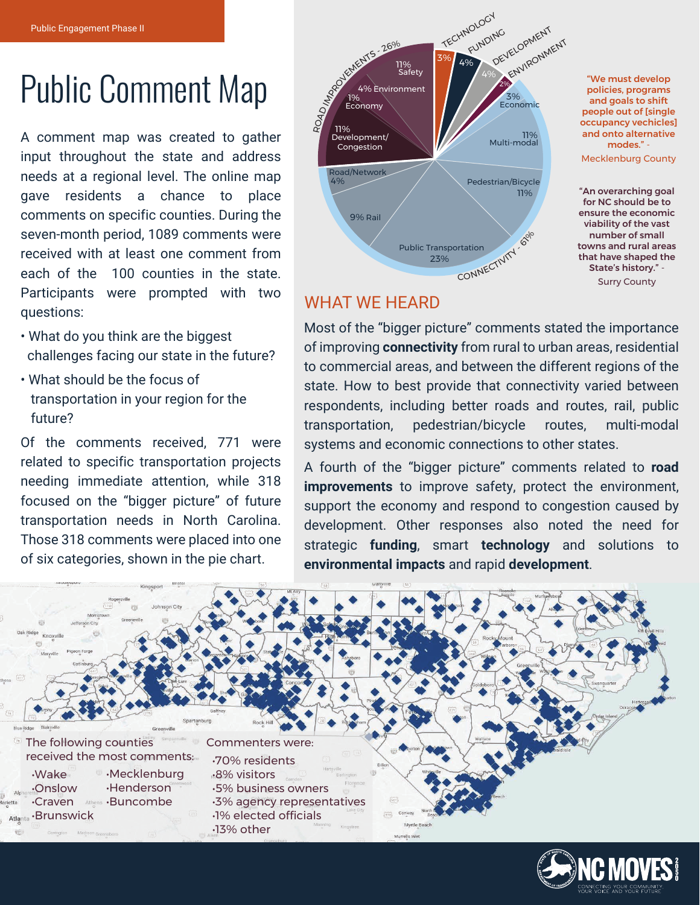Public Engagement Phase II

# Public Comment Map

A comment map was created to gather input throughout the state and address needs at a regional level. The online map gave residents a chance to place comments on specific counties. During the seven-month period, 1089 comments were received with at least one comment from each of the 100 counties in the state. Participants were prompted with two questions:

- What do you think are the biggest challenges facing our state in the future?
- What should be the focus of transportation in your region for the future?

Of the comments received, 771 were related to specific transportation projects needing immediate attention, while 318 focused on the "bigger picture" of future transportation needs in North Carolina. Those 318 comments were placed into one of six categories, shown in the pie chart.

**ROAD IMPROVEMENTS - 26%**
- 11% Safety
- 4% Environment
- 1% Economy
- 11% Development/Congestion

**TECHNOLOGY** - 3%

**FUNDING** - 4%

**DEVELOPMENT** - 4%

**ENVIRONMENT** - 2%

**CONNECTIVITY - 61%**
- 3% Economic
- 11% Multi-modal
- 11% Pedestrian/Bicycle
- 23% Public Transportation
- 9% Rail
- 4% Road/Network

"We must develop policies, programs and goals to shift people out of [single occupancy vechicles] and onto alternative modes." - Mecklenburg County

"An overarching goal for NC should be to ensure the economic viability of the vast number of small towns and rural areas that have shaped the State's history." - Surry County

## WHAT WE HEARD

Most of the "bigger picture" comments stated the importance of improving **connectivity** from rural to urban areas, residential to commercial areas, and between the different regions of the state. How to best provide that connectivity varied between respondents, including better roads and routes, rail, public transportation, pedestrian/bicycle routes, multi-modal systems and economic connections to other states.

A fourth of the "bigger picture" comments related to **road improvements** to improve safety, protect the environment, support the economy and respond to congestion caused by development. Other responses also noted the need for strategic **funding**, smart **technology** and solutions to **environmental impacts** and rapid **development**.

The following counties received the most comments:

- Wake
- Onslow
- Craven
- Brunswick
- Mecklenburg
- Henderson
- Buncombe

Commenters were:

- 70% residents
- 8% visitors
- 5% business owners
- 3% agency representatives
- 1% elected officials
- 13% other

NC MOVES 2050 — CONNECTING YOUR COMMUNITY, YOUR VOICE AND YOUR FUTURE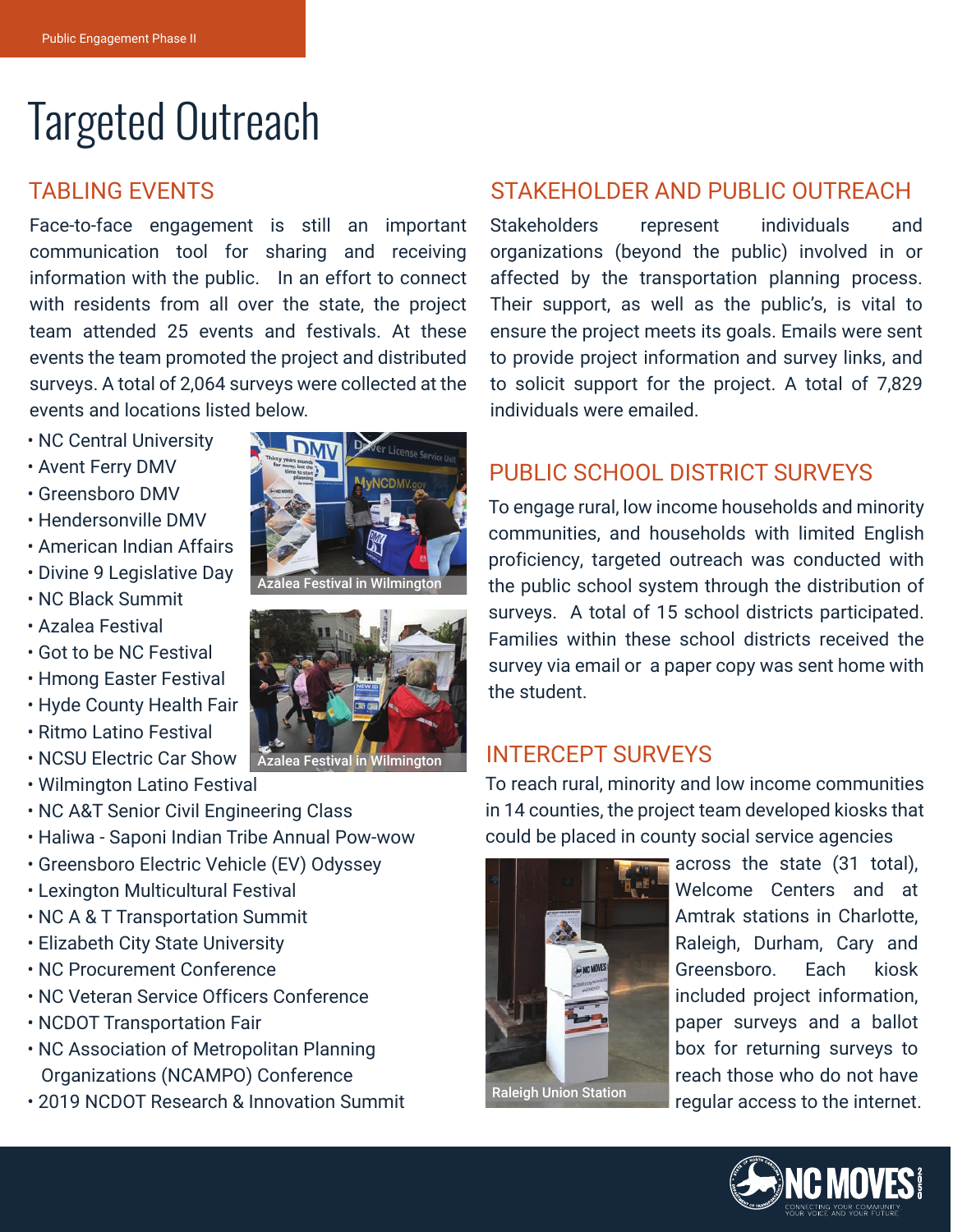# Targeted Outreach

## TABLING EVENTS

Face-to-face engagement is still an important communication tool for sharing and receiving information with the public. In an effort to connect with residents from all over the state, the project team attended 25 events and festivals. At these events the team promoted the project and distributed surveys. A total of 2,064 surveys were collected at the events and locations listed below.

- NC Central University
- Avent Ferry DMV
- Greensboro DMV
- Hendersonville DMV
- American Indian Affairs
- Divine 9 Legislative Day
- NC Black Summit
- Azalea Festival
- Got to be NC Festival
- Hmong Easter Festival
- Hyde County Health Fair
- Ritmo Latino Festival
- NCSU Electric Car Show
- Wilmington Latino Festival
- NC A&T Senior Civil Engineering Class
- Haliwa - Saponi Indian Tribe Annual Pow-wow
- Greensboro Electric Vehicle (EV) Odyssey
- Lexington Multicultural Festival
- NC A & T Transportation Summit
- Elizabeth City State University
- NC Procurement Conference
- NC Veteran Service Officers Conference
- NCDOT Transportation Fair
- NC Association of Metropolitan Planning Organizations (NCAMPO) Conference
- 2019 NCDOT Research & Innovation Summit

Azalea Festival in Wilmington

Azalea Festival in Wilmington

## STAKEHOLDER AND PUBLIC OUTREACH

Stakeholders represent individuals and organizations (beyond the public) involved in or affected by the transportation planning process. Their support, as well as the public's, is vital to ensure the project meets its goals. Emails were sent to provide project information and survey links, and to solicit support for the project. A total of 7,829 individuals were emailed.

## PUBLIC SCHOOL DISTRICT SURVEYS

To engage rural, low income households and minority communities, and households with limited English proficiency, targeted outreach was conducted with the public school system through the distribution of surveys. A total of 15 school districts participated. Families within these school districts received the survey via email or a paper copy was sent home with the student.

## INTERCEPT SURVEYS

To reach rural, minority and low income communities in 14 counties, the project team developed kiosks that could be placed in county social service agencies across the state (31 total), Welcome Centers and at Amtrak stations in Charlotte, Raleigh, Durham, Cary and Greensboro. Each kiosk included project information, paper surveys and a ballot box for returning surveys to reach those who do not have regular access to the internet.

Raleigh Union Station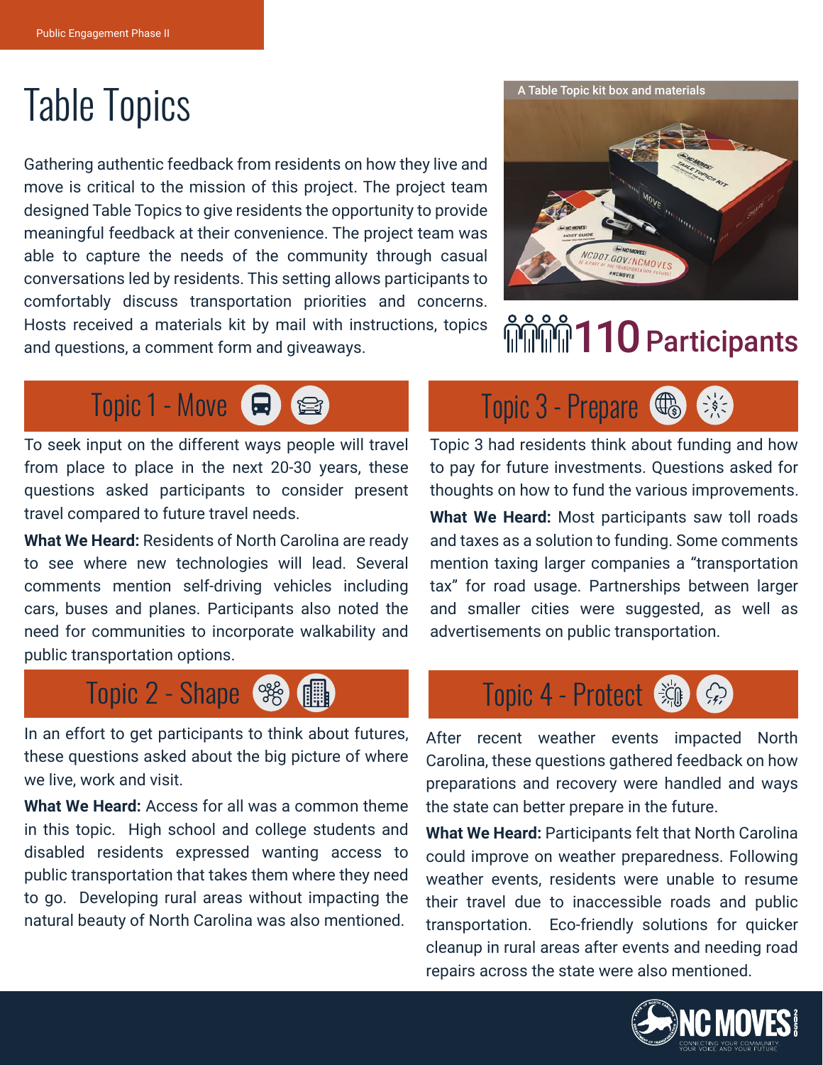# Table Topics

Gathering authentic feedback from residents on how they live and move is critical to the mission of this project. The project team designed Table Topics to give residents the opportunity to provide meaningful feedback at their convenience. The project team was able to capture the needs of the community through casual conversations led by residents. This setting allows participants to comfortably discuss transportation priorities and concerns. Hosts received a materials kit by mail with instructions, topics and questions, a comment form and giveaways.

A Table Topic kit box and materials

**110 Participants**

## Topic 1 - Move

To seek input on the different ways people will travel from place to place in the next 20-30 years, these questions asked participants to consider present travel compared to future travel needs.

**What We Heard:** Residents of North Carolina are ready to see where new technologies will lead. Several comments mention self-driving vehicles including cars, buses and planes. Participants also noted the need for communities to incorporate walkability and public transportation options.

## Topic 2 - Shape

In an effort to get participants to think about futures, these questions asked about the big picture of where we live, work and visit.

**What We Heard:** Access for all was a common theme in this topic. High school and college students and disabled residents expressed wanting access to public transportation that takes them where they need to go. Developing rural areas without impacting the natural beauty of North Carolina was also mentioned.

## Topic 3 - Prepare

Topic 3 had residents think about funding and how to pay for future investments. Questions asked for thoughts on how to fund the various improvements.

**What We Heard:** Most participants saw toll roads and taxes as a solution to funding. Some comments mention taxing larger companies a "transportation tax" for road usage. Partnerships between larger and smaller cities were suggested, as well as advertisements on public transportation.

## Topic 4 - Protect

After recent weather events impacted North Carolina, these questions gathered feedback on how preparations and recovery were handled and ways the state can better prepare in the future.

**What We Heard:** Participants felt that North Carolina could improve on weather preparedness. Following weather events, residents were unable to resume their travel due to inaccessible roads and public transportation. Eco-friendly solutions for quicker cleanup in rural areas after events and needing road repairs across the state were also mentioned.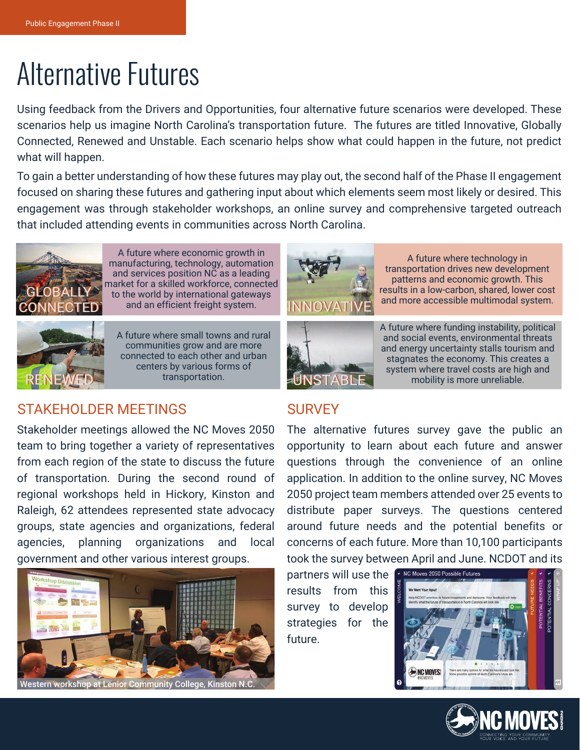# Alternative Futures

Using feedback from the Drivers and Opportunities, four alternative future scenarios were developed. These scenarios help us imagine North Carolina's transportation future. The futures are titled Innovative, Globally Connected, Renewed and Unstable. Each scenario helps show what could happen in the future, not predict what will happen.

To gain a better understanding of how these futures may play out, the second half of the Phase II engagement focused on sharing these futures and gathering input about which elements seem most likely or desired. This engagement was through stakeholder workshops, an online survey and comprehensive targeted outreach that included attending events in communities across North Carolina.

**GLOBALLY CONNECTED**: A future where economic growth in manufacturing, technology, automation and services position NC as a leading market for a skilled workforce, connected to the world by international gateways and an efficient freight system.

**INNOVATIVE**: A future where technology in transportation drives new development patterns and economic growth. This results in a low-carbon, shared, lower cost and more accessible multimodal system.

**RENEWED**: A future where small towns and rural communities grow and are more connected to each other and urban centers by various forms of transportation.

**UNSTABLE**: A future where funding instability, political and social events, environmental threats and energy uncertainty stalls tourism and stagnates the economy. This creates a system where travel costs are high and mobility is more unreliable.

## STAKEHOLDER MEETINGS

Stakeholder meetings allowed the NC Moves 2050 team to bring together a variety of representatives from each region of the state to discuss the future of transportation. During the second round of regional workshops held in Hickory, Kinston and Raleigh, 62 attendees represented state advocacy groups, state agencies and organizations, federal agencies, planning organizations and local government and other various interest groups.

Western workshop at Lenior Community College, Kinston N.C.

## SURVEY

The alternative futures survey gave the public an opportunity to learn about each future and answer questions through the convenience of an online application. In addition to the online survey, NC Moves 2050 project team members attended over 25 events to distribute paper surveys. The questions centered around future needs and the potential benefits or concerns of each future. More than 10,100 participants took the survey between April and June. NCDOT and its partners will use the results from this survey to develop strategies for the future.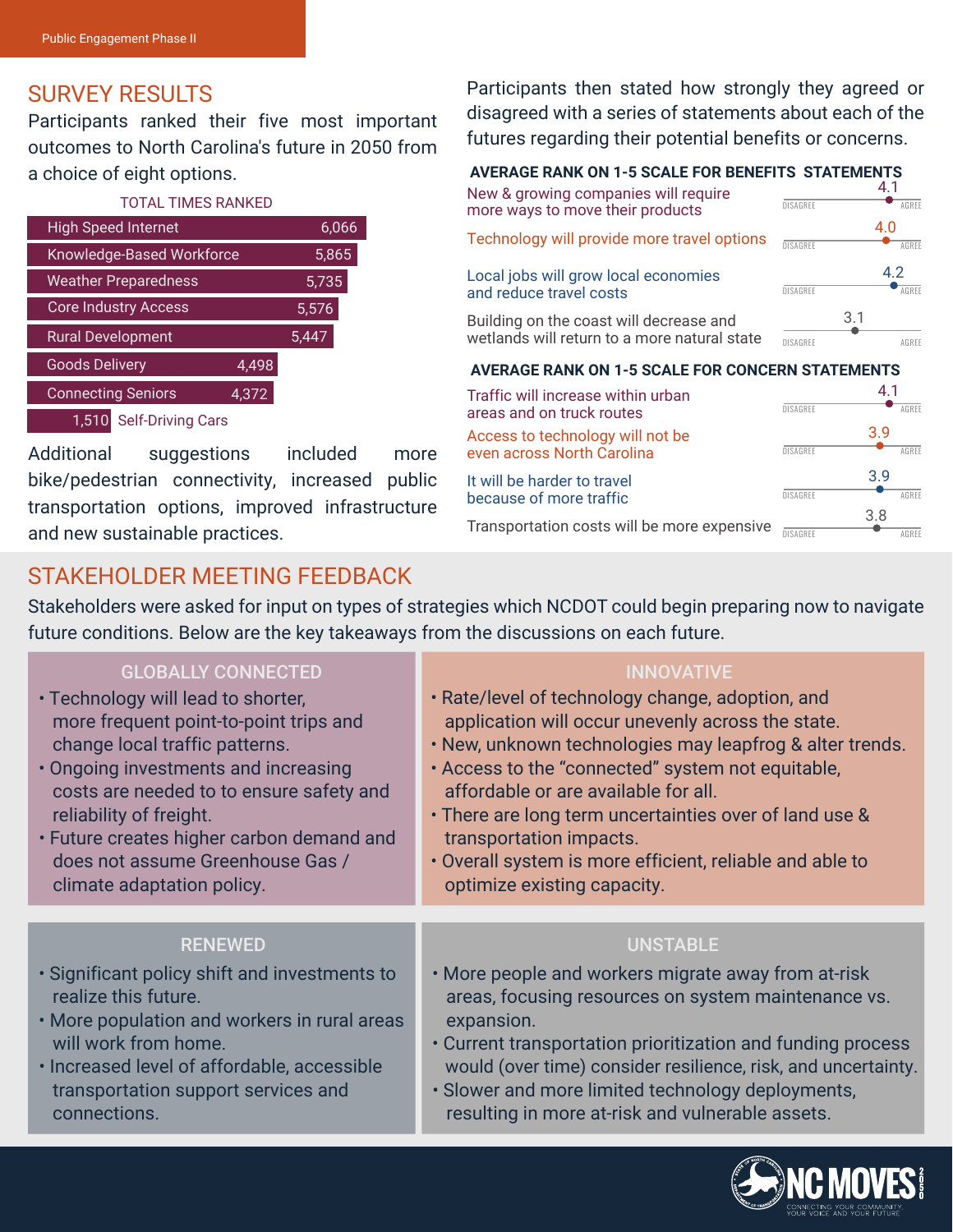## SURVEY RESULTS

Participants ranked their five most important outcomes to North Carolina's future in 2050 from a choice of eight options.

TOTAL TIMES RANKED

High Speed Internet 6,066
Knowledge-Based Workforce 5,865
Weather Preparedness 5,735
Core Industry Access 5,576
Rural Development 5,447
Goods Delivery 4,498
Connecting Seniors 4,372
1,510 Self-Driving Cars

Additional suggestions included more bike/pedestrian connectivity, increased public transportation options, improved infrastructure and new sustainable practices.

Participants then stated how strongly they agreed or disagreed with a series of statements about each of the futures regarding their potential benefits or concerns.

**AVERAGE RANK ON 1-5 SCALE FOR BENEFITS STATEMENTS**

New & growing companies will require more ways to move their products
DISAGREE 4.1 AGREE

Technology will provide more travel options
DISAGREE 4.0 AGREE

Local jobs will grow local economies and reduce travel costs
DISAGREE 4.2 AGREE

Building on the coast will decrease and wetlands will return to a more natural state
DISAGREE 3.1 AGREE

**AVERAGE RANK ON 1-5 SCALE FOR CONCERN STATEMENTS**

Traffic will increase within urban areas and on truck routes
DISAGREE 4.1 AGREE

Access to technology will not be even across North Carolina
DISAGREE 3.9 AGREE

It will be harder to travel because of more traffic
DISAGREE 3.9 AGREE

Transportation costs will be more expensive
DISAGREE 3.8 AGREE

## STAKEHOLDER MEETING FEEDBACK

Stakeholders were asked for input on types of strategies which NCDOT could begin preparing now to navigate future conditions. Below are the key takeaways from the discussions on each future.

### GLOBALLY CONNECTED

- Technology will lead to shorter, more frequent point-to-point trips and change local traffic patterns.
- Ongoing investments and increasing costs are needed to to ensure safety and reliability of freight.
- Future creates higher carbon demand and does not assume Greenhouse Gas / climate adaptation policy.

### INNOVATIVE

- Rate/level of technology change, adoption, and application will occur unevenly across the state.
- New, unknown technologies may leapfrog & alter trends.
- Access to the "connected" system not equitable, affordable or are available for all.
- There are long term uncertainties over of land use & transportation impacts.
- Overall system is more efficient, reliable and able to optimize existing capacity.

### RENEWED

- Significant policy shift and investments to realize this future.
- More population and workers in rural areas will work from home.
- Increased level of affordable, accessible transportation support services and connections.

### UNSTABLE

- More people and workers migrate away from at-risk areas, focusing resources on system maintenance vs. expansion.
- Current transportation prioritization and funding process would (over time) consider resilience, risk, and uncertainty.
- Slower and more limited technology deployments, resulting in more at-risk and vulnerable assets.

NC MOVES 2050
CONNECTING YOUR COMMUNITY, YOUR VOICE AND YOUR FUTURE